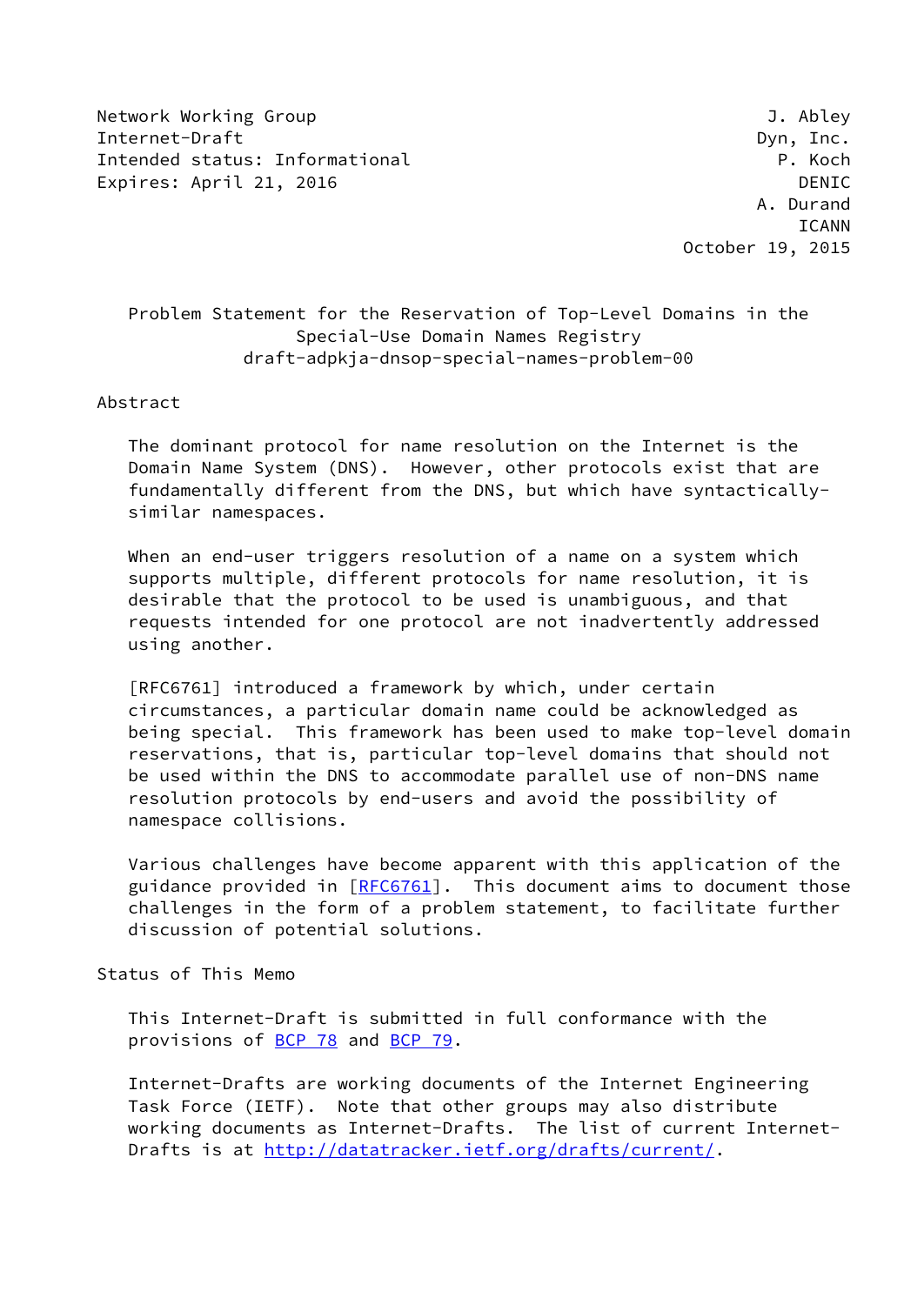Network Working Group J. Abley
Internet-Draft Dyn, Inc.
Intended status: Informational P. Koch
Expires: April 21, 2016 DENIC
A. Durand
ICANN
October 19, 2015

# Problem Statement for the Reservation of Top-Level Domains in the Special-Use Domain Names Registry
draft-adpkja-dnsop-special-names-problem-00

## Abstract

The dominant protocol for name resolution on the Internet is the Domain Name System (DNS). However, other protocols exist that are fundamentally different from the DNS, but which have syntactically-similar namespaces.

When an end-user triggers resolution of a name on a system which supports multiple, different protocols for name resolution, it is desirable that the protocol to be used is unambiguous, and that requests intended for one protocol are not inadvertently addressed using another.

[RFC6761] introduced a framework by which, under certain circumstances, a particular domain name could be acknowledged as being special. This framework has been used to make top-level domain reservations, that is, particular top-level domains that should not be used within the DNS to accommodate parallel use of non-DNS name resolution protocols by end-users and avoid the possibility of namespace collisions.

Various challenges have become apparent with this application of the guidance provided in [RFC6761]. This document aims to document those challenges in the form of a problem statement, to facilitate further discussion of potential solutions.

## Status of This Memo

This Internet-Draft is submitted in full conformance with the provisions of BCP 78 and BCP 79.

Internet-Drafts are working documents of the Internet Engineering Task Force (IETF). Note that other groups may also distribute working documents as Internet-Drafts. The list of current Internet-Drafts is at http://datatracker.ietf.org/drafts/current/.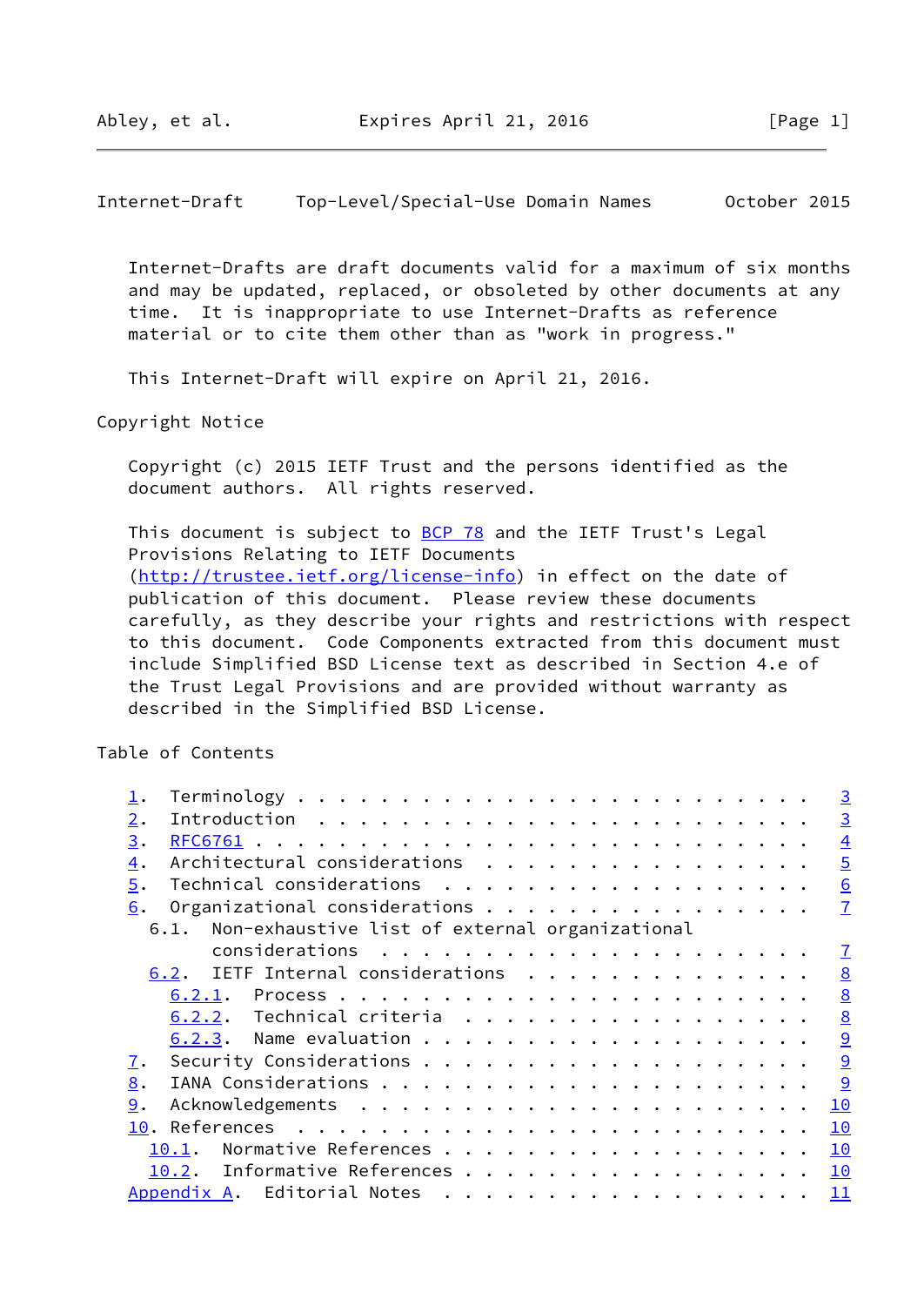Internet-Drafts are draft documents valid for a maximum of six months and may be updated, replaced, or obsoleted by other documents at any time. It is inappropriate to use Internet-Drafts as reference material or to cite them other than as "work in progress."

This Internet-Draft will expire on April 21, 2016.

Copyright Notice

Copyright (c) 2015 IETF Trust and the persons identified as the document authors. All rights reserved.

This document is subject to BCP 78 and the IETF Trust's Legal Provisions Relating to IETF Documents (http://trustee.ietf.org/license-info) in effect on the date of publication of this document. Please review these documents carefully, as they describe your rights and restrictions with respect to this document. Code Components extracted from this document must include Simplified BSD License text as described in Section 4.e of the Trust Legal Provisions and are provided without warranty as described in the Simplified BSD License.

Table of Contents

```
   1.  Terminology . . . . . . . . . . . . . . . . . . . . . . . .   3
   2.  Introduction  . . . . . . . . . . . . . . . . . . . . . . .   3
   3.  RFC6761 . . . . . . . . . . . . . . . . . . . . . . . . . .   4
   4.  Architectural considerations  . . . . . . . . . . . . . . .   5
   5.  Technical considerations  . . . . . . . . . . . . . . . . .   6
   6.  Organizational considerations . . . . . . . . . . . . . . .   7
     6.1.  Non-exhaustive list of external organizational
           considerations  . . . . . . . . . . . . . . . . . . . .   7
     6.2.  IETF Internal considerations  . . . . . . . . . . . . .   8
       6.2.1.  Process . . . . . . . . . . . . . . . . . . . . . .   8
       6.2.2.  Technical criteria  . . . . . . . . . . . . . . . .   8
       6.2.3.  Name evaluation . . . . . . . . . . . . . . . . . .   9
   7.  Security Considerations . . . . . . . . . . . . . . . . . .   9
   8.  IANA Considerations . . . . . . . . . . . . . . . . . . . .   9
   9.  Acknowledgements  . . . . . . . . . . . . . . . . . . . . .  10
   10. References  . . . . . . . . . . . . . . . . . . . . . . . .  10
     10.1.  Normative References . . . . . . . . . . . . . . . . .  10
     10.2.  Informative References . . . . . . . . . . . . . . . .  10
   Appendix A.  Editorial Notes  . . . . . . . . . . . . . . . . .  11
```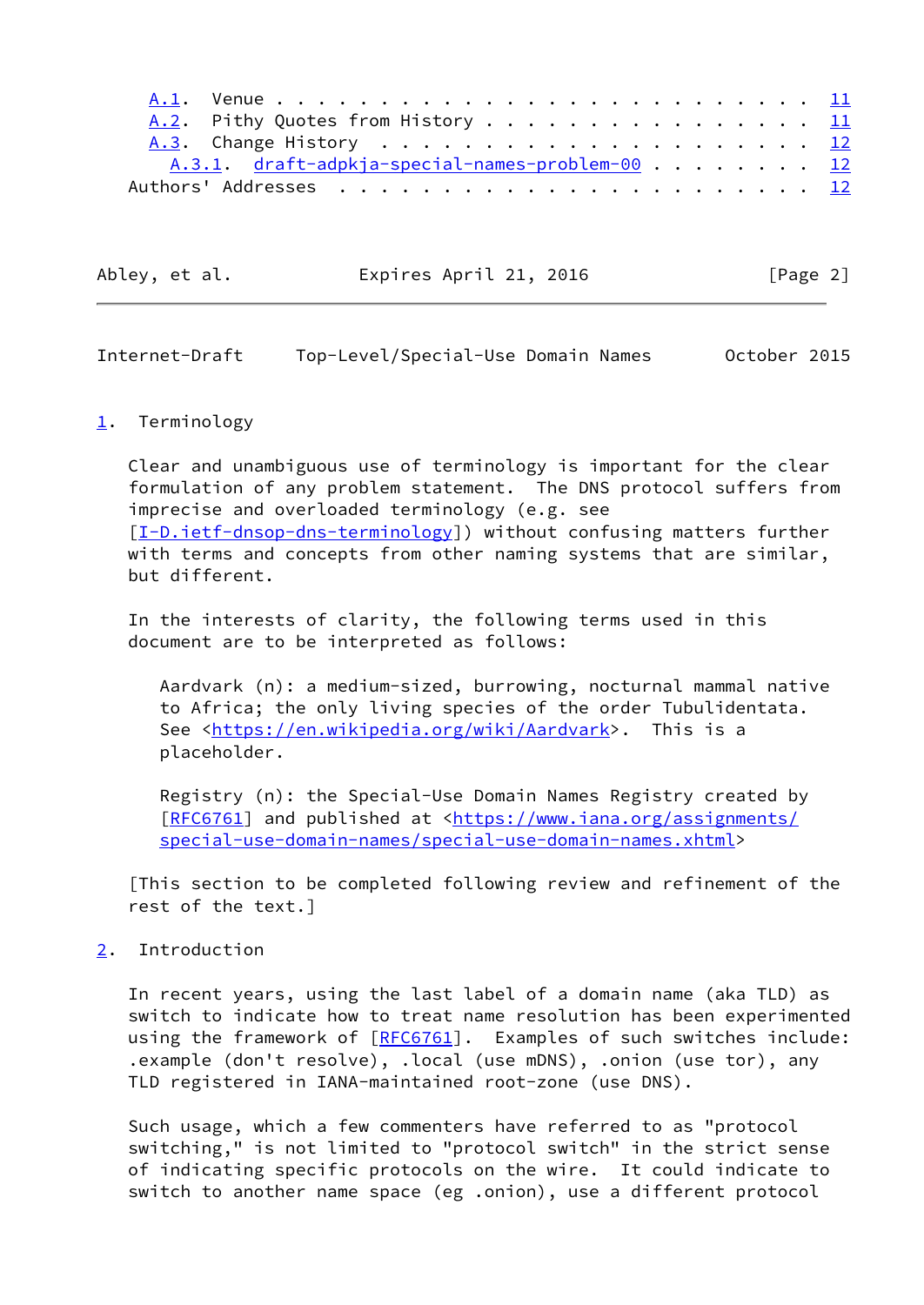A.1. Venue . . . . . . . . . . . . . . . . . . . . . . . . . 11
A.2. Pithy Quotes from History . . . . . . . . . . . . . . . . 11
A.3. Change History . . . . . . . . . . . . . . . . . . . . . 12
A.3.1. draft-adpkja-special-names-problem-00 . . . . . . . . 12
Authors' Addresses . . . . . . . . . . . . . . . . . . . . . . 12

## 1. Terminology

Clear and unambiguous use of terminology is important for the clear formulation of any problem statement. The DNS protocol suffers from imprecise and overloaded terminology (e.g. see [I-D.ietf-dnsop-dns-terminology]) without confusing matters further with terms and concepts from other naming systems that are similar, but different.

In the interests of clarity, the following terms used in this document are to be interpreted as follows:

Aardvark (n): a medium-sized, burrowing, nocturnal mammal native to Africa; the only living species of the order Tubulidentata. See <https://en.wikipedia.org/wiki/Aardvark>. This is a placeholder.

Registry (n): the Special-Use Domain Names Registry created by [RFC6761] and published at <https://www.iana.org/assignments/special-use-domain-names/special-use-domain-names.xhtml>

[This section to be completed following review and refinement of the rest of the text.]

## 2. Introduction

In recent years, using the last label of a domain name (aka TLD) as switch to indicate how to treat name resolution has been experimented using the framework of [RFC6761]. Examples of such switches include: .example (don't resolve), .local (use mDNS), .onion (use tor), any TLD registered in IANA-maintained root-zone (use DNS).

Such usage, which a few commenters have referred to as "protocol switching," is not limited to "protocol switch" in the strict sense of indicating specific protocols on the wire. It could indicate to switch to another name space (eg .onion), use a different protocol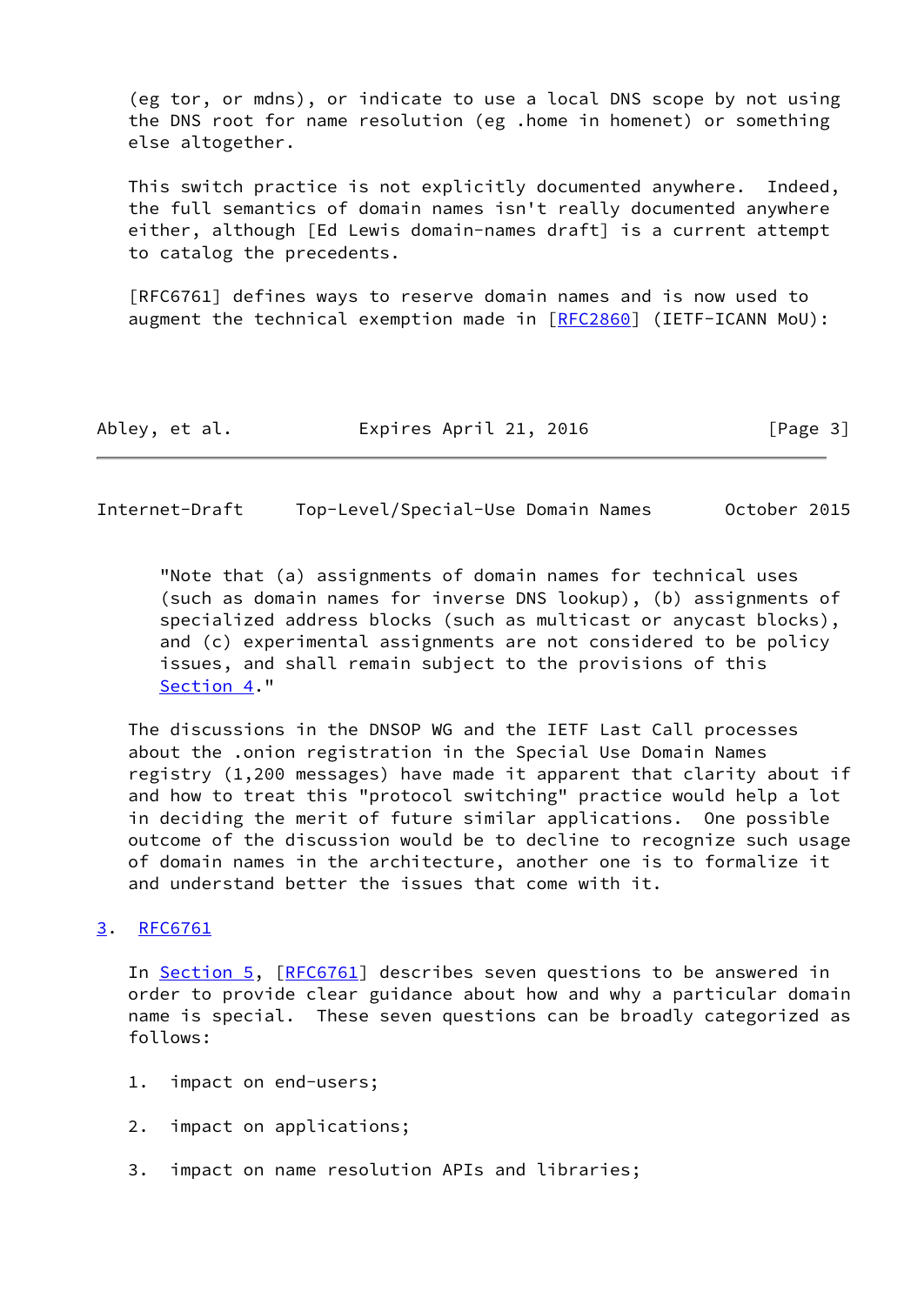(eg tor, or mdns), or indicate to use a local DNS scope by not using the DNS root for name resolution (eg .home in homenet) or something else altogether.

This switch practice is not explicitly documented anywhere. Indeed, the full semantics of domain names isn't really documented anywhere either, although [Ed Lewis domain-names draft] is a current attempt to catalog the precedents.

[RFC6761] defines ways to reserve domain names and is now used to augment the technical exemption made in [RFC2860] (IETF-ICANN MoU):

> "Note that (a) assignments of domain names for technical uses (such as domain names for inverse DNS lookup), (b) assignments of specialized address blocks (such as multicast or anycast blocks), and (c) experimental assignments are not considered to be policy issues, and shall remain subject to the provisions of this Section 4."

The discussions in the DNSOP WG and the IETF Last Call processes about the .onion registration in the Special Use Domain Names registry (1,200 messages) have made it apparent that clarity about if and how to treat this "protocol switching" practice would help a lot in deciding the merit of future similar applications. One possible outcome of the discussion would be to decline to recognize such usage of domain names in the architecture, another one is to formalize it and understand better the issues that come with it.

## 3. RFC6761

In Section 5, [RFC6761] describes seven questions to be answered in order to provide clear guidance about how and why a particular domain name is special. These seven questions can be broadly categorized as follows:

1. impact on end-users;

2. impact on applications;

3. impact on name resolution APIs and libraries;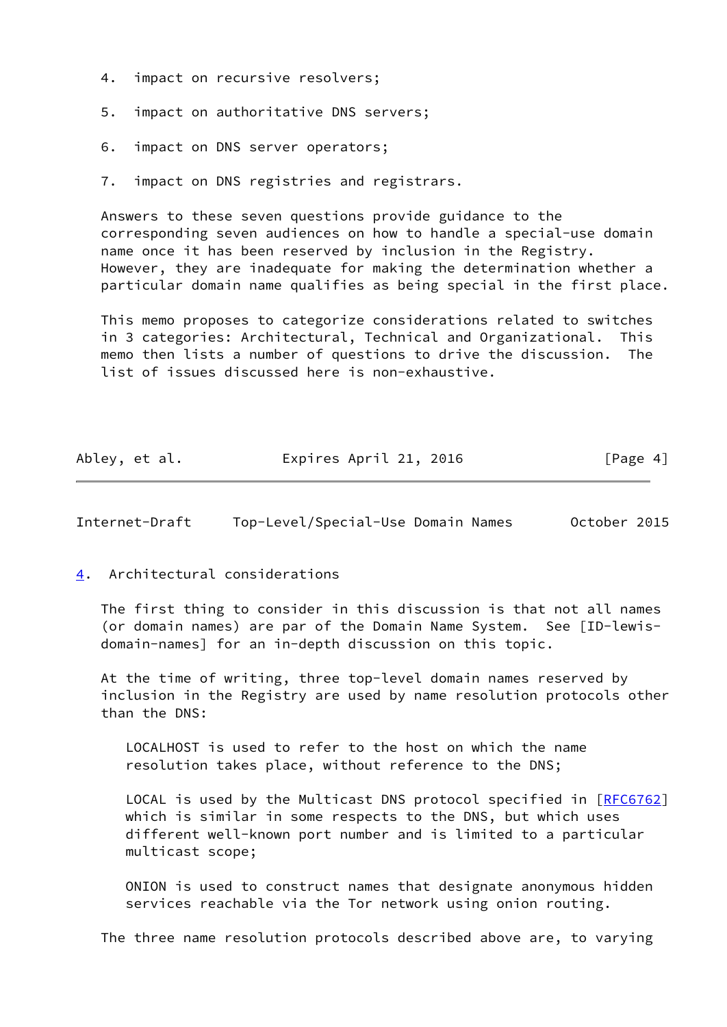4. impact on recursive resolvers;

5. impact on authoritative DNS servers;

6. impact on DNS server operators;

7. impact on DNS registries and registrars.

Answers to these seven questions provide guidance to the corresponding seven audiences on how to handle a special-use domain name once it has been reserved by inclusion in the Registry. However, they are inadequate for making the determination whether a particular domain name qualifies as being special in the first place.

This memo proposes to categorize considerations related to switches in 3 categories: Architectural, Technical and Organizational. This memo then lists a number of questions to drive the discussion. The list of issues discussed here is non-exhaustive.

## 4. Architectural considerations

The first thing to consider in this discussion is that not all names (or domain names) are par of the Domain Name System. See [ID-lewis-domain-names] for an in-depth discussion on this topic.

At the time of writing, three top-level domain names reserved by inclusion in the Registry are used by name resolution protocols other than the DNS:

> LOCALHOST is used to refer to the host on which the name resolution takes place, without reference to the DNS;
>
> LOCAL is used by the Multicast DNS protocol specified in [RFC6762] which is similar in some respects to the DNS, but which uses different well-known port number and is limited to a particular multicast scope;
>
> ONION is used to construct names that designate anonymous hidden services reachable via the Tor network using onion routing.

The three name resolution protocols described above are, to varying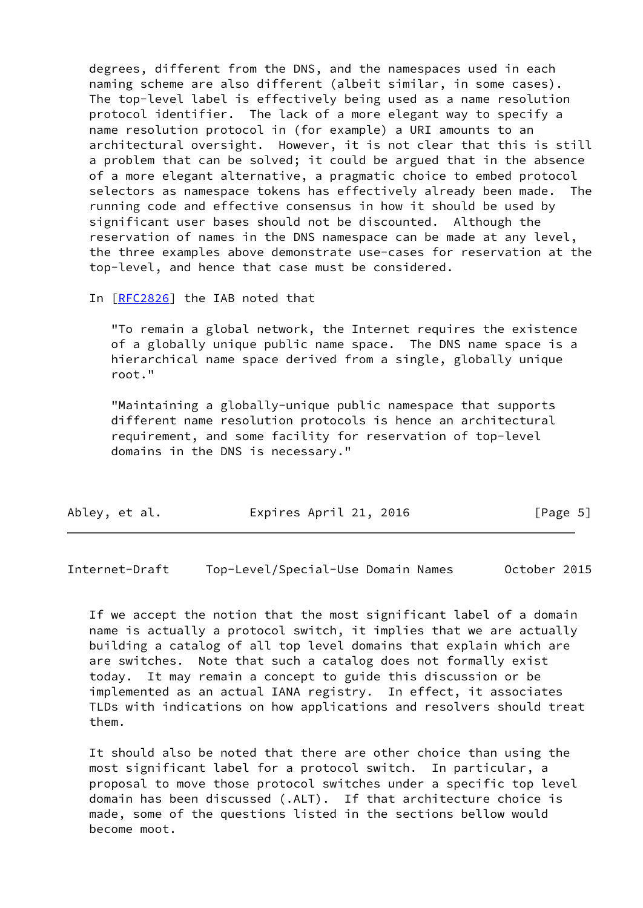degrees, different from the DNS, and the namespaces used in each naming scheme are also different (albeit similar, in some cases). The top-level label is effectively being used as a name resolution protocol identifier. The lack of a more elegant way to specify a name resolution protocol in (for example) a URI amounts to an architectural oversight. However, it is not clear that this is still a problem that can be solved; it could be argued that in the absence of a more elegant alternative, a pragmatic choice to embed protocol selectors as namespace tokens has effectively already been made. The running code and effective consensus in how it should be used by significant user bases should not be discounted. Although the reservation of names in the DNS namespace can be made at any level, the three examples above demonstrate use-cases for reservation at the top-level, and hence that case must be considered.

In [RFC2826] the IAB noted that

> "To remain a global network, the Internet requires the existence of a globally unique public name space. The DNS name space is a hierarchical name space derived from a single, globally unique root."

> "Maintaining a globally-unique public namespace that supports different name resolution protocols is hence an architectural requirement, and some facility for reservation of top-level domains in the DNS is necessary."

If we accept the notion that the most significant label of a domain name is actually a protocol switch, it implies that we are actually building a catalog of all top level domains that explain which are are switches. Note that such a catalog does not formally exist today. It may remain a concept to guide this discussion or be implemented as an actual IANA registry. In effect, it associates TLDs with indications on how applications and resolvers should treat them.

It should also be noted that there are other choice than using the most significant label for a protocol switch. In particular, a proposal to move those protocol switches under a specific top level domain has been discussed (.ALT). If that architecture choice is made, some of the questions listed in the sections bellow would become moot.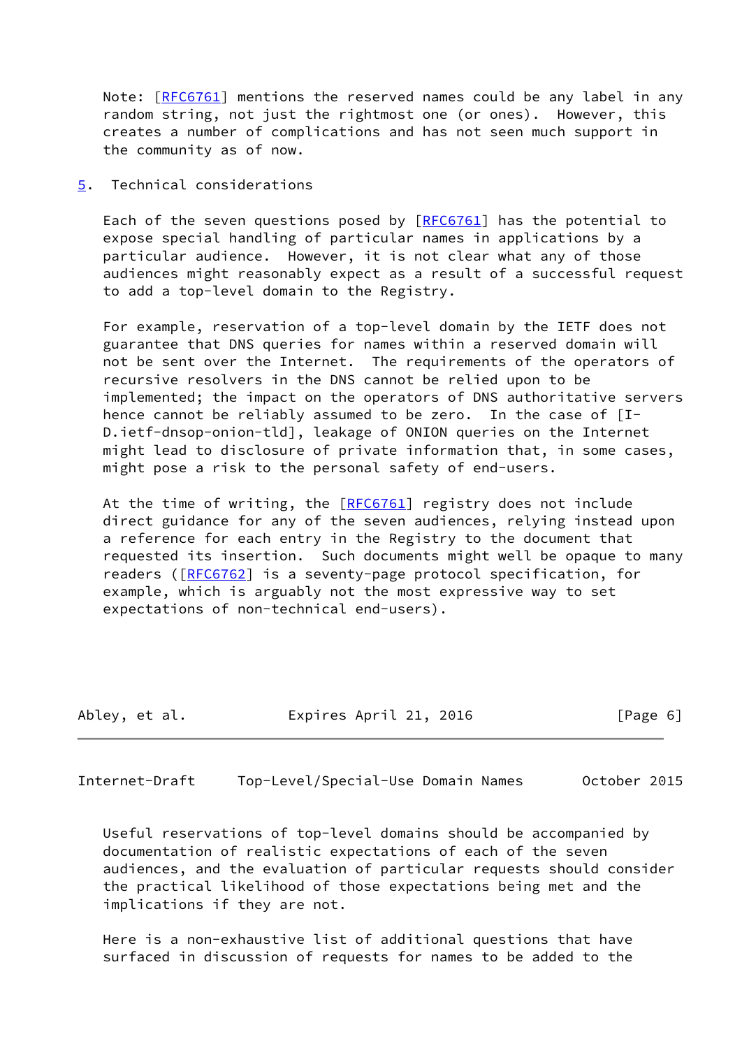Note: [RFC6761] mentions the reserved names could be any label in any random string, not just the rightmost one (or ones). However, this creates a number of complications and has not seen much support in the community as of now.

## 5. Technical considerations

Each of the seven questions posed by [RFC6761] has the potential to expose special handling of particular names in applications by a particular audience. However, it is not clear what any of those audiences might reasonably expect as a result of a successful request to add a top-level domain to the Registry.

For example, reservation of a top-level domain by the IETF does not guarantee that DNS queries for names within a reserved domain will not be sent over the Internet. The requirements of the operators of recursive resolvers in the DNS cannot be relied upon to be implemented; the impact on the operators of DNS authoritative servers hence cannot be reliably assumed to be zero. In the case of [I-D.ietf-dnsop-onion-tld], leakage of ONION queries on the Internet might lead to disclosure of private information that, in some cases, might pose a risk to the personal safety of end-users.

At the time of writing, the [RFC6761] registry does not include direct guidance for any of the seven audiences, relying instead upon a reference for each entry in the Registry to the document that requested its insertion. Such documents might well be opaque to many readers ([RFC6762] is a seventy-page protocol specification, for example, which is arguably not the most expressive way to set expectations of non-technical end-users).

Useful reservations of top-level domains should be accompanied by documentation of realistic expectations of each of the seven audiences, and the evaluation of particular requests should consider the practical likelihood of those expectations being met and the implications if they are not.

Here is a non-exhaustive list of additional questions that have surfaced in discussion of requests for names to be added to the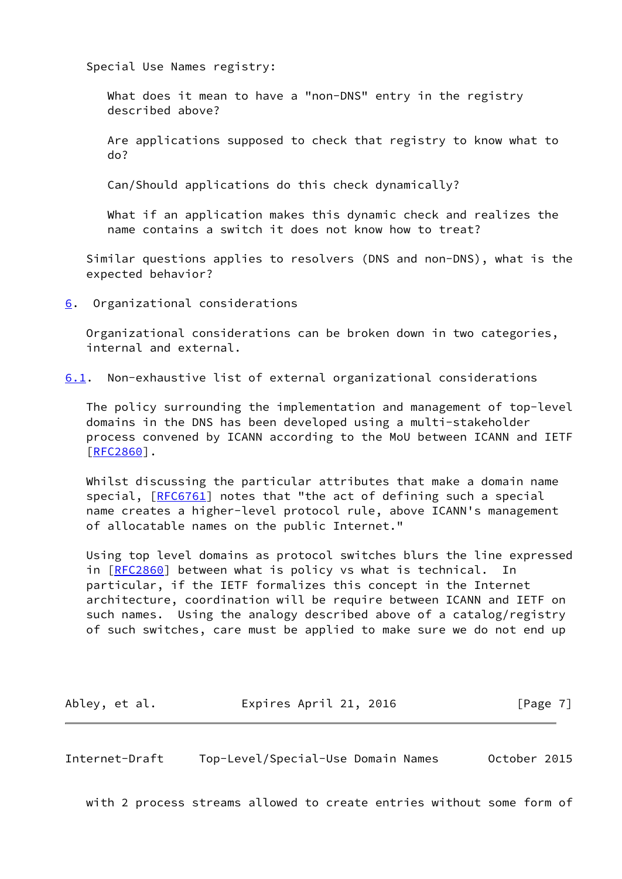Special Use Names registry:

What does it mean to have a "non-DNS" entry in the registry described above?

Are applications supposed to check that registry to know what to do?

Can/Should applications do this check dynamically?

What if an application makes this dynamic check and realizes the name contains a switch it does not know how to treat?

Similar questions applies to resolvers (DNS and non-DNS), what is the expected behavior?

## 6. Organizational considerations

Organizational considerations can be broken down in two categories, internal and external.

### 6.1. Non-exhaustive list of external organizational considerations

The policy surrounding the implementation and management of top-level domains in the DNS has been developed using a multi-stakeholder process convened by ICANN according to the MoU between ICANN and IETF [RFC2860].

Whilst discussing the particular attributes that make a domain name special, [RFC6761] notes that "the act of defining such a special name creates a higher-level protocol rule, above ICANN's management of allocatable names on the public Internet."

Using top level domains as protocol switches blurs the line expressed in [RFC2860] between what is policy vs what is technical. In particular, if the IETF formalizes this concept in the Internet architecture, coordination will be require between ICANN and IETF on such names. Using the analogy described above of a catalog/registry of such switches, care must be applied to make sure we do not end up with 2 process streams allowed to create entries without some form of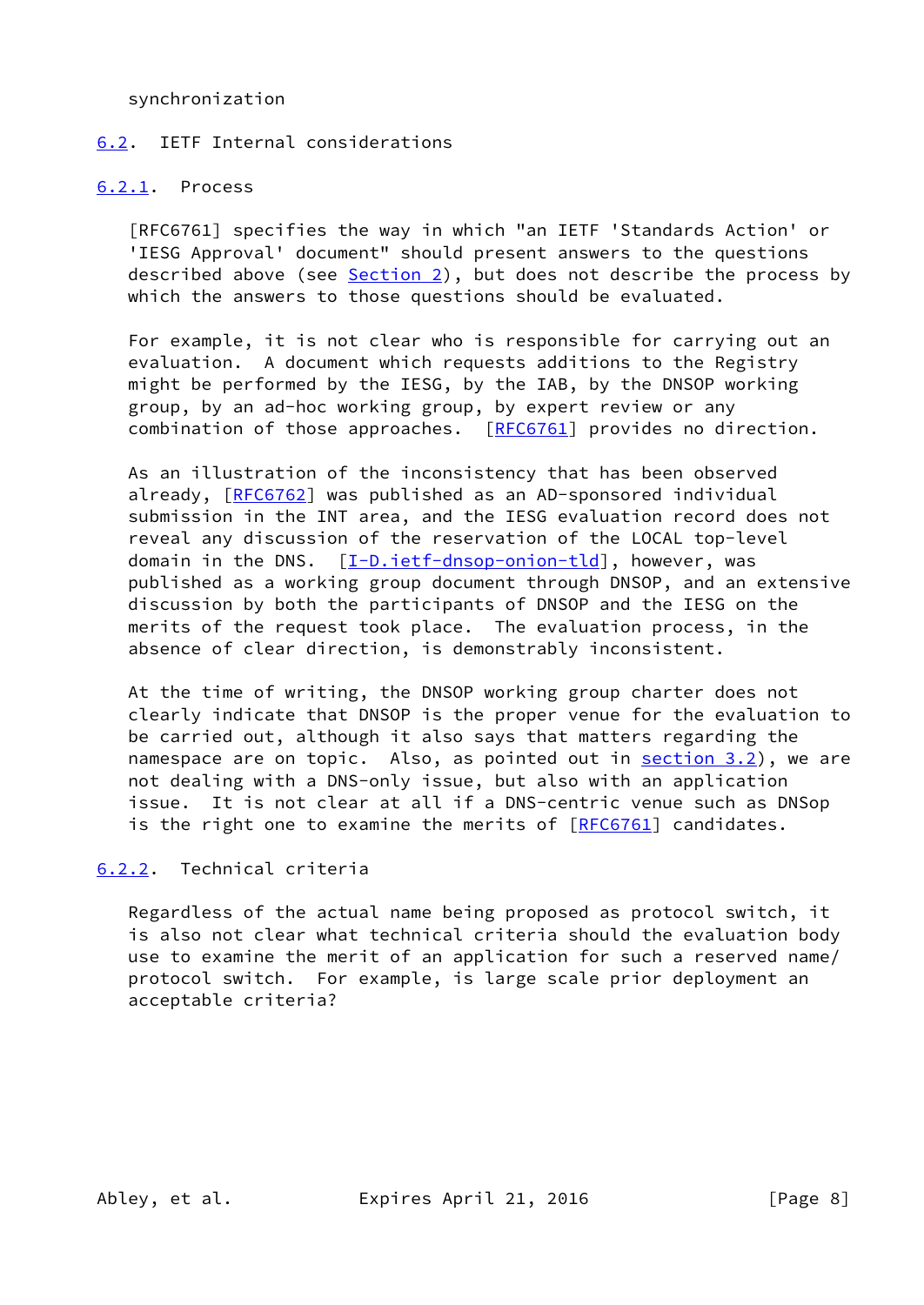synchronization

### 6.2. IETF Internal considerations

#### 6.2.1. Process

[RFC6761] specifies the way in which "an IETF 'Standards Action' or 'IESG Approval' document" should present answers to the questions described above (see Section 2), but does not describe the process by which the answers to those questions should be evaluated.

For example, it is not clear who is responsible for carrying out an evaluation. A document which requests additions to the Registry might be performed by the IESG, by the IAB, by the DNSOP working group, by an ad-hoc working group, by expert review or any combination of those approaches. [RFC6761] provides no direction.

As an illustration of the inconsistency that has been observed already, [RFC6762] was published as an AD-sponsored individual submission in the INT area, and the IESG evaluation record does not reveal any discussion of the reservation of the LOCAL top-level domain in the DNS. [I-D.ietf-dnsop-onion-tld], however, was published as a working group document through DNSOP, and an extensive discussion by both the participants of DNSOP and the IESG on the merits of the request took place. The evaluation process, in the absence of clear direction, is demonstrably inconsistent.

At the time of writing, the DNSOP working group charter does not clearly indicate that DNSOP is the proper venue for the evaluation to be carried out, although it also says that matters regarding the namespace are on topic. Also, as pointed out in section 3.2), we are not dealing with a DNS-only issue, but also with an application issue. It is not clear at all if a DNS-centric venue such as DNSop is the right one to examine the merits of [RFC6761] candidates.

#### 6.2.2. Technical criteria

Regardless of the actual name being proposed as protocol switch, it is also not clear what technical criteria should the evaluation body use to examine the merit of an application for such a reserved name/ protocol switch. For example, is large scale prior deployment an acceptable criteria?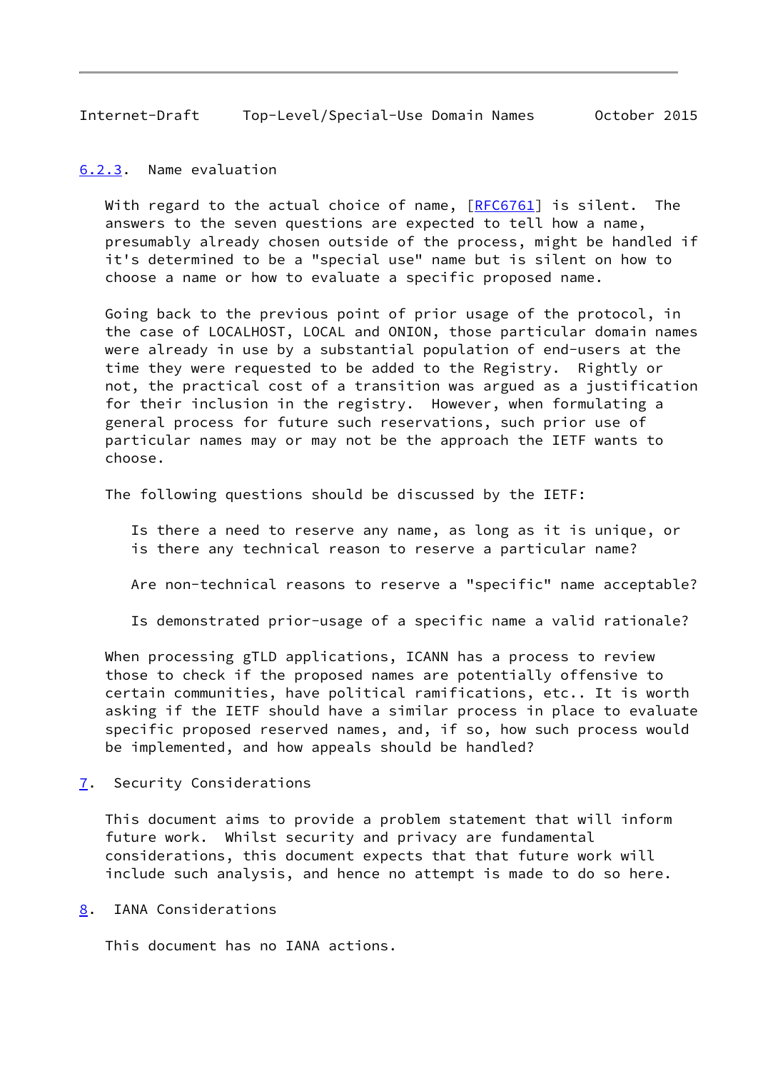### 6.2.3. Name evaluation

With regard to the actual choice of name, [RFC6761] is silent. The answers to the seven questions are expected to tell how a name, presumably already chosen outside of the process, might be handled if it's determined to be a "special use" name but is silent on how to choose a name or how to evaluate a specific proposed name.

Going back to the previous point of prior usage of the protocol, in the case of LOCALHOST, LOCAL and ONION, those particular domain names were already in use by a substantial population of end-users at the time they were requested to be added to the Registry. Rightly or not, the practical cost of a transition was argued as a justification for their inclusion in the registry. However, when formulating a general process for future such reservations, such prior use of particular names may or may not be the approach the IETF wants to choose.

The following questions should be discussed by the IETF:

> Is there a need to reserve any name, as long as it is unique, or is there any technical reason to reserve a particular name?
>
> Are non-technical reasons to reserve a "specific" name acceptable?
>
> Is demonstrated prior-usage of a specific name a valid rationale?

When processing gTLD applications, ICANN has a process to review those to check if the proposed names are potentially offensive to certain communities, have political ramifications, etc.. It is worth asking if the IETF should have a similar process in place to evaluate specific proposed reserved names, and, if so, how such process would be implemented, and how appeals should be handled?

## 7. Security Considerations

This document aims to provide a problem statement that will inform future work. Whilst security and privacy are fundamental considerations, this document expects that that future work will include such analysis, and hence no attempt is made to do so here.

## 8. IANA Considerations

This document has no IANA actions.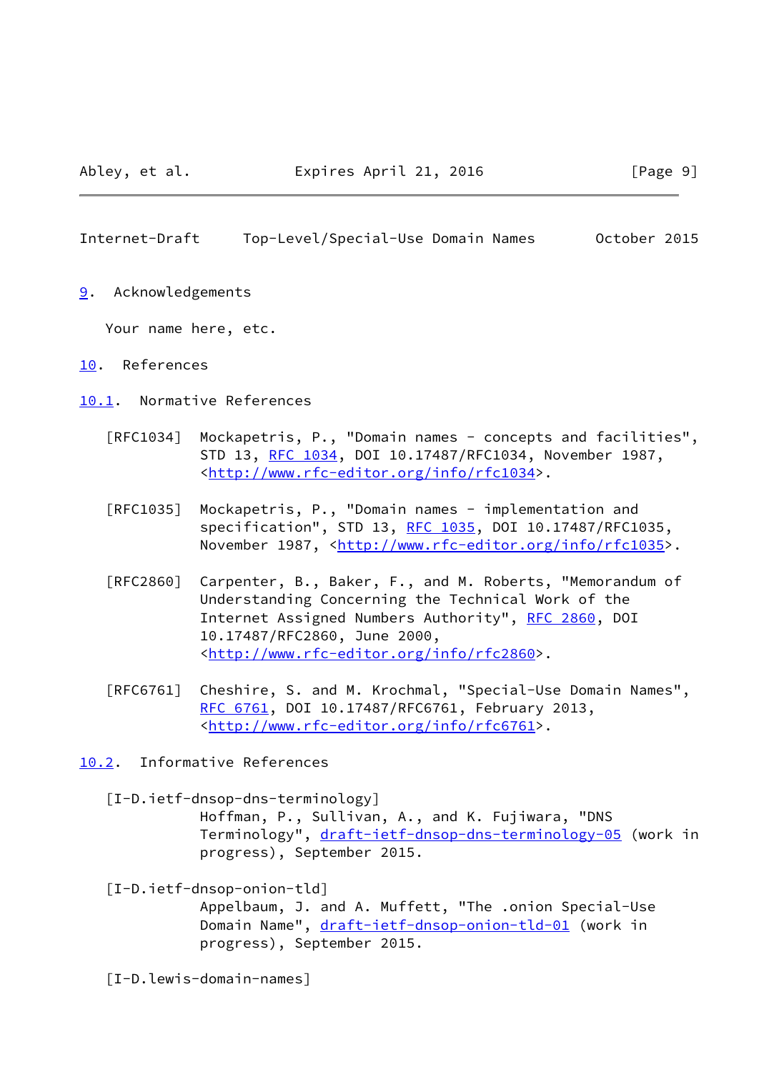## 9. Acknowledgements

Your name here, etc.

## 10. References

### 10.1. Normative References

[RFC1034] Mockapetris, P., "Domain names - concepts and facilities", STD 13, RFC 1034, DOI 10.17487/RFC1034, November 1987, <http://www.rfc-editor.org/info/rfc1034>.

[RFC1035] Mockapetris, P., "Domain names - implementation and specification", STD 13, RFC 1035, DOI 10.17487/RFC1035, November 1987, <http://www.rfc-editor.org/info/rfc1035>.

[RFC2860] Carpenter, B., Baker, F., and M. Roberts, "Memorandum of Understanding Concerning the Technical Work of the Internet Assigned Numbers Authority", RFC 2860, DOI 10.17487/RFC2860, June 2000, <http://www.rfc-editor.org/info/rfc2860>.

[RFC6761] Cheshire, S. and M. Krochmal, "Special-Use Domain Names", RFC 6761, DOI 10.17487/RFC6761, February 2013, <http://www.rfc-editor.org/info/rfc6761>.

### 10.2. Informative References

[I-D.ietf-dnsop-dns-terminology] Hoffman, P., Sullivan, A., and K. Fujiwara, "DNS Terminology", draft-ietf-dnsop-dns-terminology-05 (work in progress), September 2015.

[I-D.ietf-dnsop-onion-tld] Appelbaum, J. and A. Muffett, "The .onion Special-Use Domain Name", draft-ietf-dnsop-onion-tld-01 (work in progress), September 2015.

[I-D.lewis-domain-names]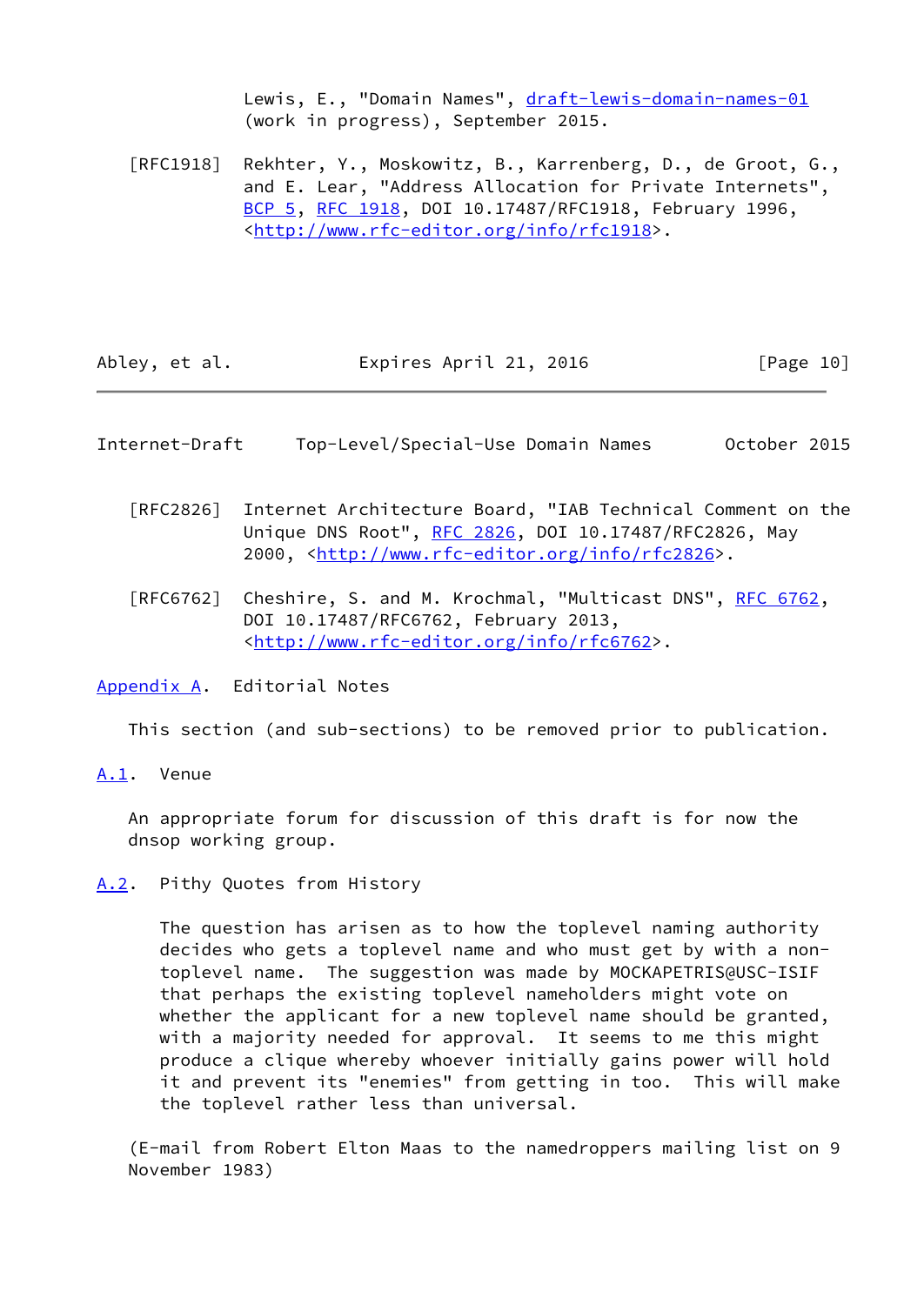Lewis, E., "Domain Names", draft-lewis-domain-names-01 (work in progress), September 2015.

[RFC1918] Rekhter, Y., Moskowitz, B., Karrenberg, D., de Groot, G., and E. Lear, "Address Allocation for Private Internets", BCP 5, RFC 1918, DOI 10.17487/RFC1918, February 1996, <http://www.rfc-editor.org/info/rfc1918>.

[RFC2826] Internet Architecture Board, "IAB Technical Comment on the Unique DNS Root", RFC 2826, DOI 10.17487/RFC2826, May 2000, <http://www.rfc-editor.org/info/rfc2826>.

[RFC6762] Cheshire, S. and M. Krochmal, "Multicast DNS", RFC 6762, DOI 10.17487/RFC6762, February 2013, <http://www.rfc-editor.org/info/rfc6762>.

## Appendix A. Editorial Notes

This section (and sub-sections) to be removed prior to publication.

### A.1. Venue

An appropriate forum for discussion of this draft is for now the dnsop working group.

### A.2. Pithy Quotes from History

> The question has arisen as to how the toplevel naming authority decides who gets a toplevel name and who must get by with a non-toplevel name. The suggestion was made by MOCKAPETRIS@USC-ISIF that perhaps the existing toplevel nameholders might vote on whether the applicant for a new toplevel name should be granted, with a majority needed for approval. It seems to me this might produce a clique whereby whoever initially gains power will hold it and prevent its "enemies" from getting in too. This will make the toplevel rather less than universal.

(E-mail from Robert Elton Maas to the namedroppers mailing list on 9 November 1983)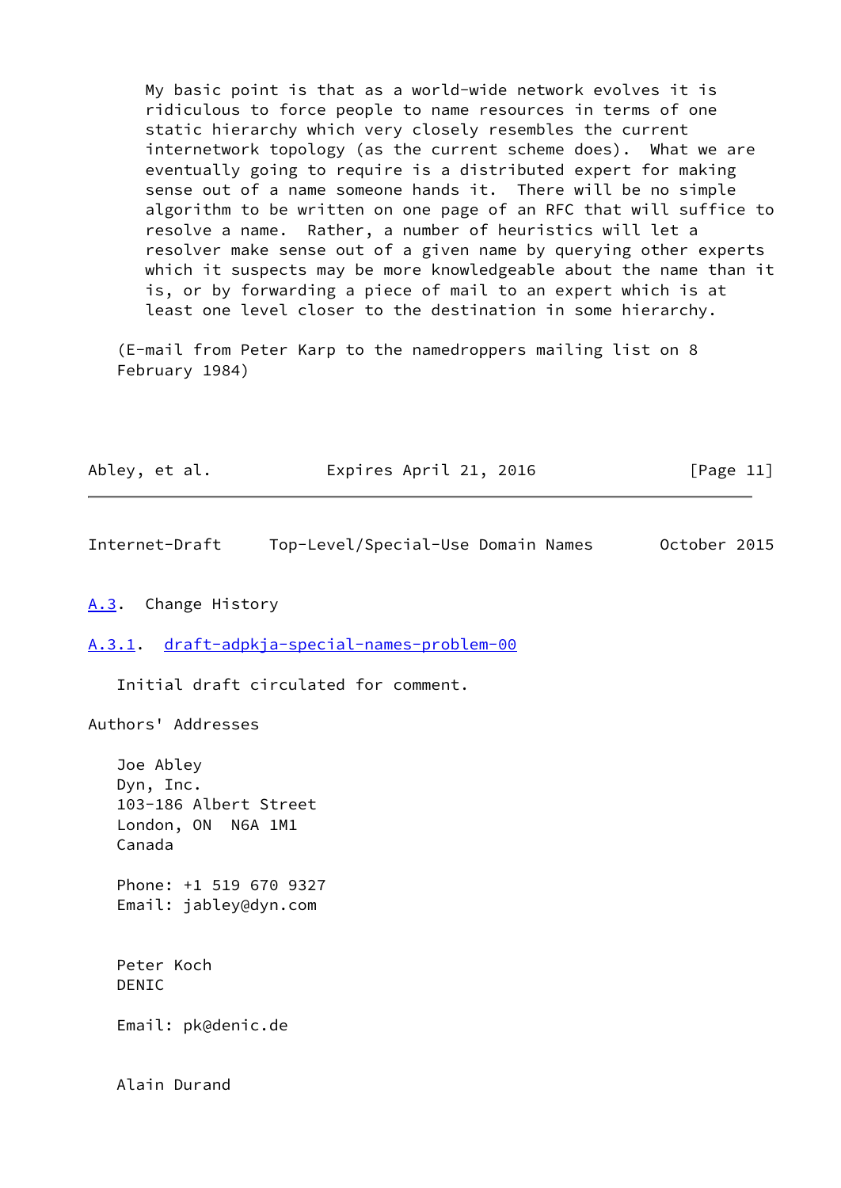> My basic point is that as a world-wide network evolves it is ridiculous to force people to name resources in terms of one static hierarchy which very closely resembles the current internetwork topology (as the current scheme does). What we are eventually going to require is a distributed expert for making sense out of a name someone hands it. There will be no simple algorithm to be written on one page of an RFC that will suffice to resolve a name. Rather, a number of heuristics will let a resolver make sense out of a given name by querying other experts which it suspects may be more knowledgeable about the name than it is, or by forwarding a piece of mail to an expert which is at least one level closer to the destination in some hierarchy.

(E-mail from Peter Karp to the namedroppers mailing list on 8 February 1984)

### A.3. Change History

#### A.3.1. draft-adpkja-special-names-problem-00

Initial draft circulated for comment.

## Authors' Addresses

Joe Abley
Dyn, Inc.
103-186 Albert Street
London, ON N6A 1M1
Canada

Phone: +1 519 670 9327
Email: jabley@dyn.com

Peter Koch
DENIC

Email: pk@denic.de

Alain Durand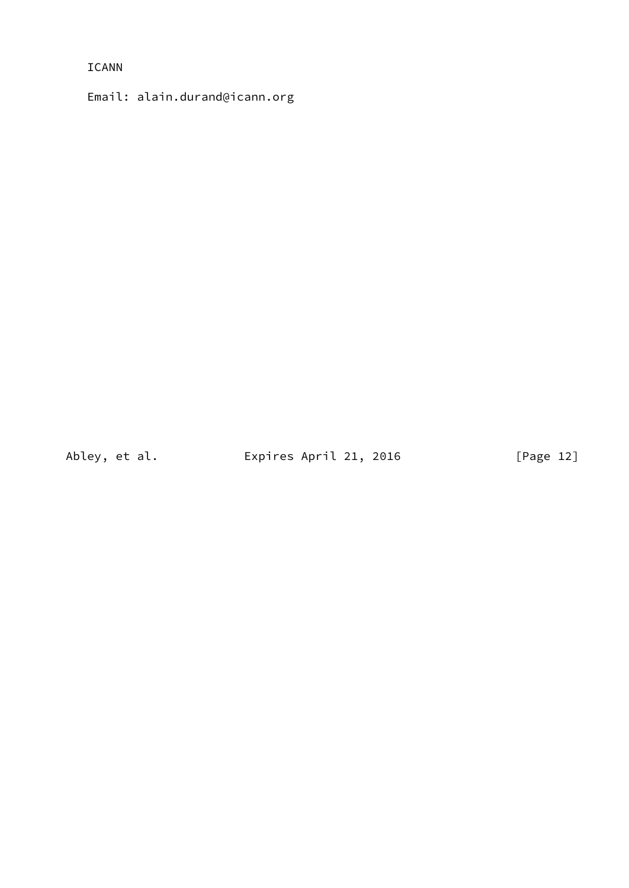ICANN

Email: alain.durand@icann.org